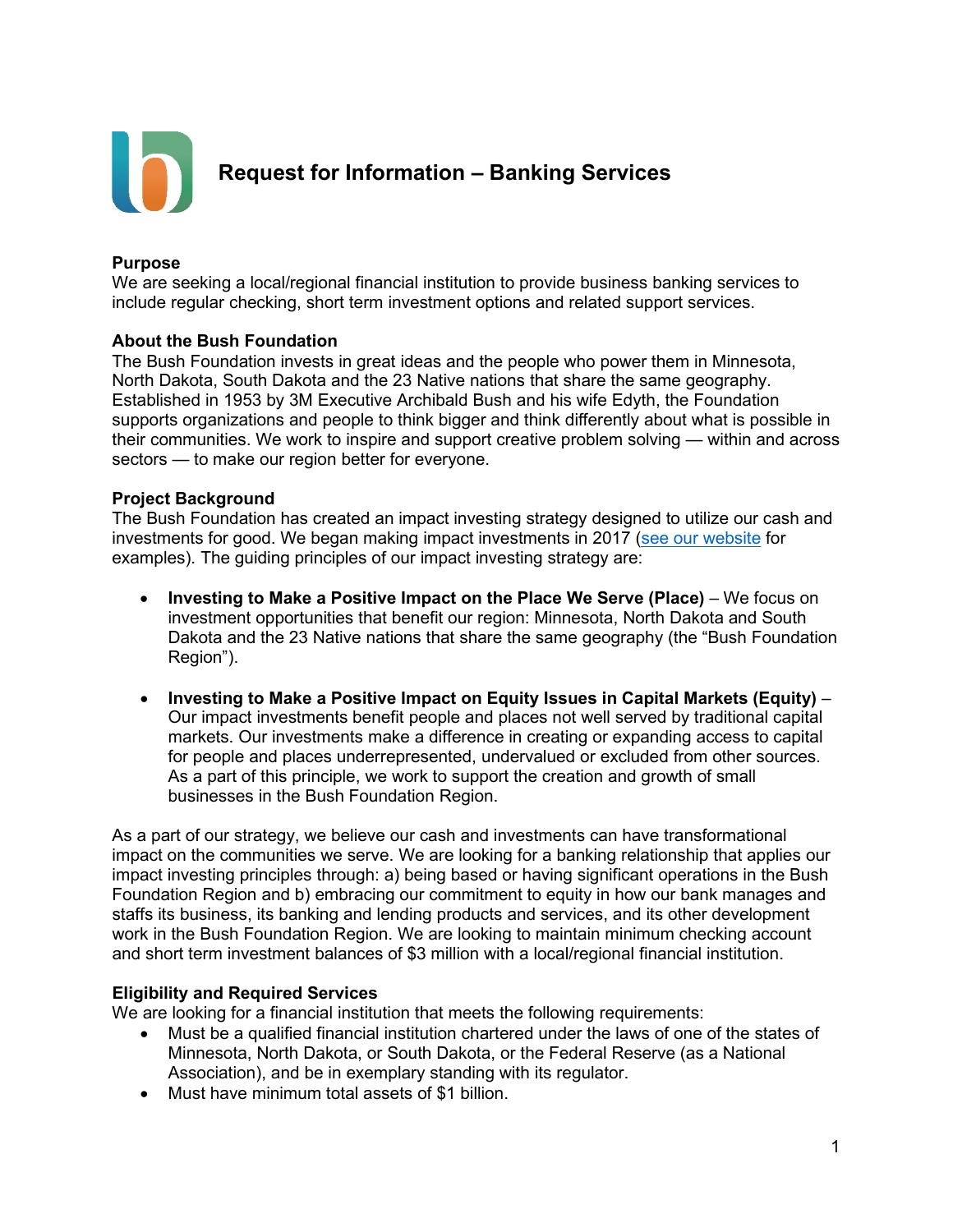# Request for Information – Banking Services

**Purpose**
We are seeking a local/regional financial institution to provide business banking services to include regular checking, short term investment options and related support services.

**About the Bush Foundation**
The Bush Foundation invests in great ideas and the people who power them in Minnesota, North Dakota, South Dakota and the 23 Native nations that share the same geography. Established in 1953 by 3M Executive Archibald Bush and his wife Edyth, the Foundation supports organizations and people to think bigger and think differently about what is possible in their communities. We work to inspire and support creative problem solving — within and across sectors — to make our region better for everyone.

**Project Background**
The Bush Foundation has created an impact investing strategy designed to utilize our cash and investments for good. We began making impact investments in 2017 (see our website for examples). The guiding principles of our impact investing strategy are:

- **Investing to Make a Positive Impact on the Place We Serve (Place)** – We focus on investment opportunities that benefit our region: Minnesota, North Dakota and South Dakota and the 23 Native nations that share the same geography (the "Bush Foundation Region").

- **Investing to Make a Positive Impact on Equity Issues in Capital Markets (Equity)** – Our impact investments benefit people and places not well served by traditional capital markets. Our investments make a difference in creating or expanding access to capital for people and places underrepresented, undervalued or excluded from other sources. As a part of this principle, we work to support the creation and growth of small businesses in the Bush Foundation Region.

As a part of our strategy, we believe our cash and investments can have transformational impact on the communities we serve. We are looking for a banking relationship that applies our impact investing principles through: a) being based or having significant operations in the Bush Foundation Region and b) embracing our commitment to equity in how our bank manages and staffs its business, its banking and lending products and services, and its other development work in the Bush Foundation Region. We are looking to maintain minimum checking account and short term investment balances of $3 million with a local/regional financial institution.

**Eligibility and Required Services**
We are looking for a financial institution that meets the following requirements:

- Must be a qualified financial institution chartered under the laws of one of the states of Minnesota, North Dakota, or South Dakota, or the Federal Reserve (as a National Association), and be in exemplary standing with its regulator.
- Must have minimum total assets of $1 billion.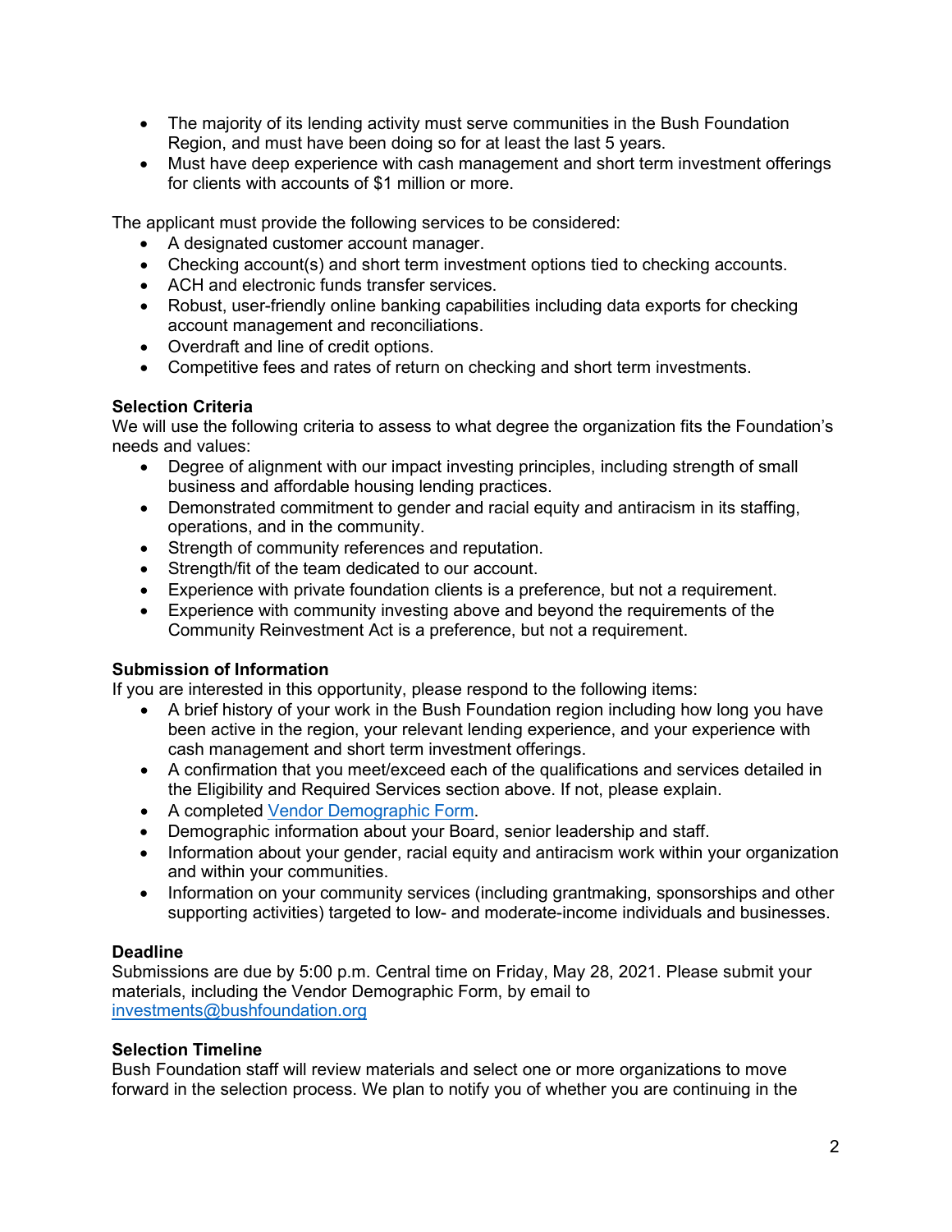- The majority of its lending activity must serve communities in the Bush Foundation Region, and must have been doing so for at least the last 5 years.
- Must have deep experience with cash management and short term investment offerings for clients with accounts of $1 million or more.

The applicant must provide the following services to be considered:

- A designated customer account manager.
- Checking account(s) and short term investment options tied to checking accounts.
- ACH and electronic funds transfer services.
- Robust, user-friendly online banking capabilities including data exports for checking account management and reconciliations.
- Overdraft and line of credit options.
- Competitive fees and rates of return on checking and short term investments.

**Selection Criteria**

We will use the following criteria to assess to what degree the organization fits the Foundation's needs and values:

- Degree of alignment with our impact investing principles, including strength of small business and affordable housing lending practices.
- Demonstrated commitment to gender and racial equity and antiracism in its staffing, operations, and in the community.
- Strength of community references and reputation.
- Strength/fit of the team dedicated to our account.
- Experience with private foundation clients is a preference, but not a requirement.
- Experience with community investing above and beyond the requirements of the Community Reinvestment Act is a preference, but not a requirement.

**Submission of Information**

If you are interested in this opportunity, please respond to the following items:

- A brief history of your work in the Bush Foundation region including how long you have been active in the region, your relevant lending experience, and your experience with cash management and short term investment offerings.
- A confirmation that you meet/exceed each of the qualifications and services detailed in the Eligibility and Required Services section above. If not, please explain.
- A completed [Vendor Demographic Form](#).
- Demographic information about your Board, senior leadership and staff.
- Information about your gender, racial equity and antiracism work within your organization and within your communities.
- Information on your community services (including grantmaking, sponsorships and other supporting activities) targeted to low- and moderate-income individuals and businesses.

**Deadline**

Submissions are due by 5:00 p.m. Central time on Friday, May 28, 2021. Please submit your materials, including the Vendor Demographic Form, by email to [investments@bushfoundation.org](mailto:investments@bushfoundation.org)

**Selection Timeline**

Bush Foundation staff will review materials and select one or more organizations to move forward in the selection process. We plan to notify you of whether you are continuing in the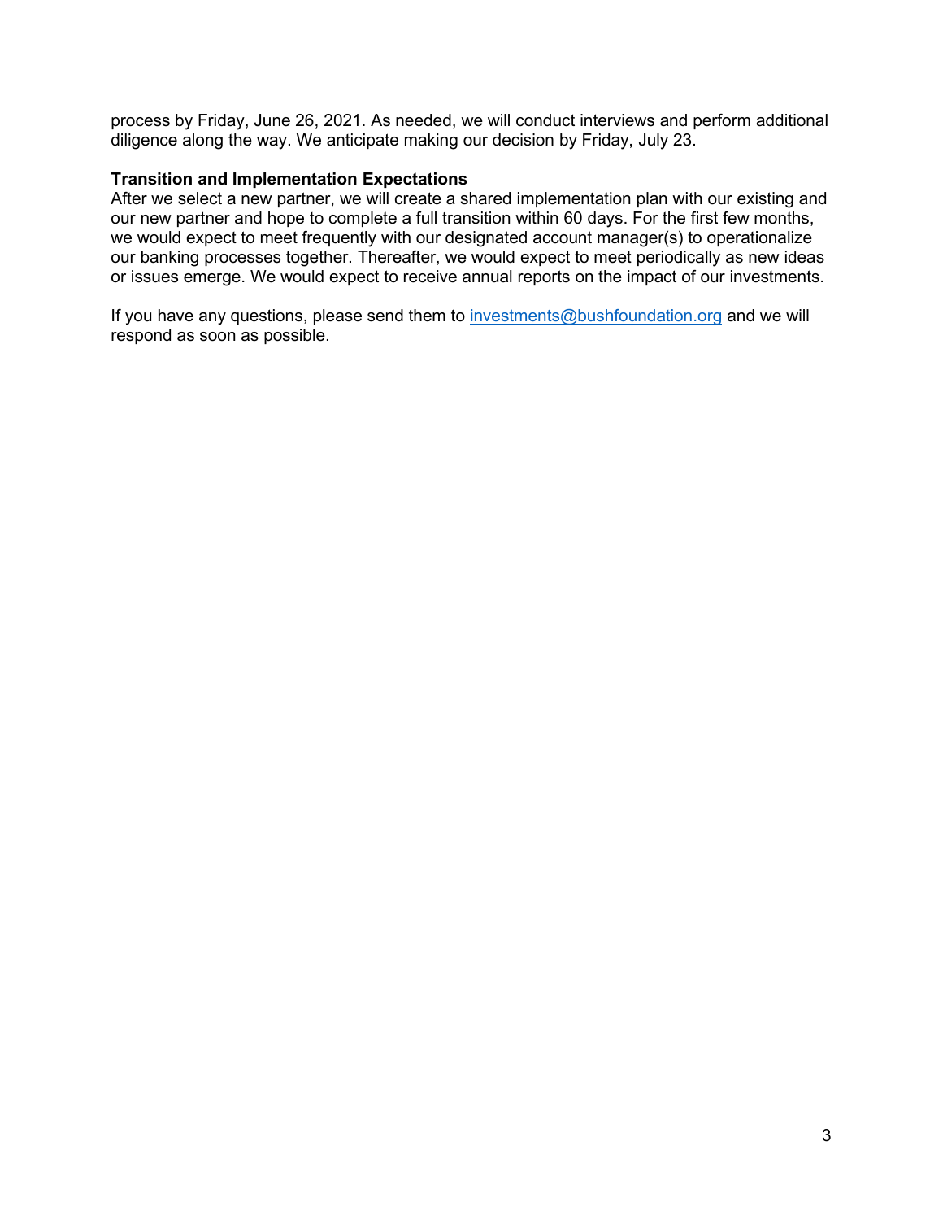process by Friday, June 26, 2021. As needed, we will conduct interviews and perform additional diligence along the way. We anticipate making our decision by Friday, July 23.

**Transition and Implementation Expectations**

After we select a new partner, we will create a shared implementation plan with our existing and our new partner and hope to complete a full transition within 60 days. For the first few months, we would expect to meet frequently with our designated account manager(s) to operationalize our banking processes together. Thereafter, we would expect to meet periodically as new ideas or issues emerge. We would expect to receive annual reports on the impact of our investments.

If you have any questions, please send them to investments@bushfoundation.org and we will respond as soon as possible.